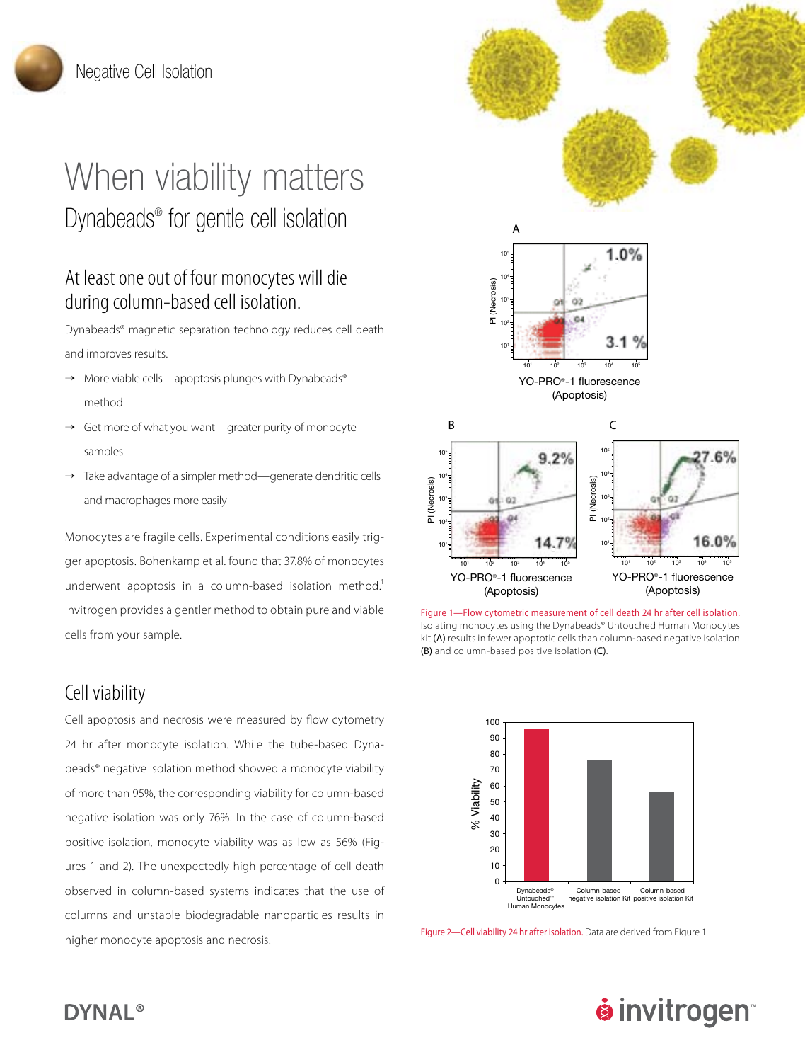Negative Cell Isolation

# When viability matters

## Dynabeads® for gentle cell isolation

### At least one out of four monocytes will die during column-based cell isolation.

Dynabeads® magnetic separation technology reduces cell death and improves results.

- More viable cells—apoptosis plunges with Dynabeads® method
- Get more of what you want—greater purity of monocyte samples
- Take advantage of a simpler method—generate dendritic cells and macrophages more easily

Monocytes are fragile cells. Experimental conditions easily trigger apoptosis. Bohenkamp et al. found that 37.8% of monocytes underwent apoptosis in a column-based isolation method.[1] Invitrogen provides a gentler method to obtain pure and viable cells from your sample.

### Cell viability

Cell apoptosis and necrosis were measured by flow cytometry 24 hr after monocyte isolation. While the tube-based Dynabeads® negative isolation method showed a monocyte viability of more than 95%, the corresponding viability for column-based negative isolation was only 76%. In the case of column-based positive isolation, monocyte viability was as low as 56% (Figures 1 and 2). The unexpectedly high percentage of cell death observed in column-based systems indicates that the use of columns and unstable biodegradable nanoparticles results in higher monocyte apoptosis and necrosis.

Figure 1—Flow cytometric measurement of cell death 24 hr after cell isolation. Isolating monocytes using the Dynabeads® Untouched Human Monocytes kit (A) results in fewer apoptotic cells than column-based negative isolation (B) and column-based positive isolation (C).

Figure 2—Cell viability 24 hr after isolation. Data are derived from Figure 1.

DYNAL®

invitrogen™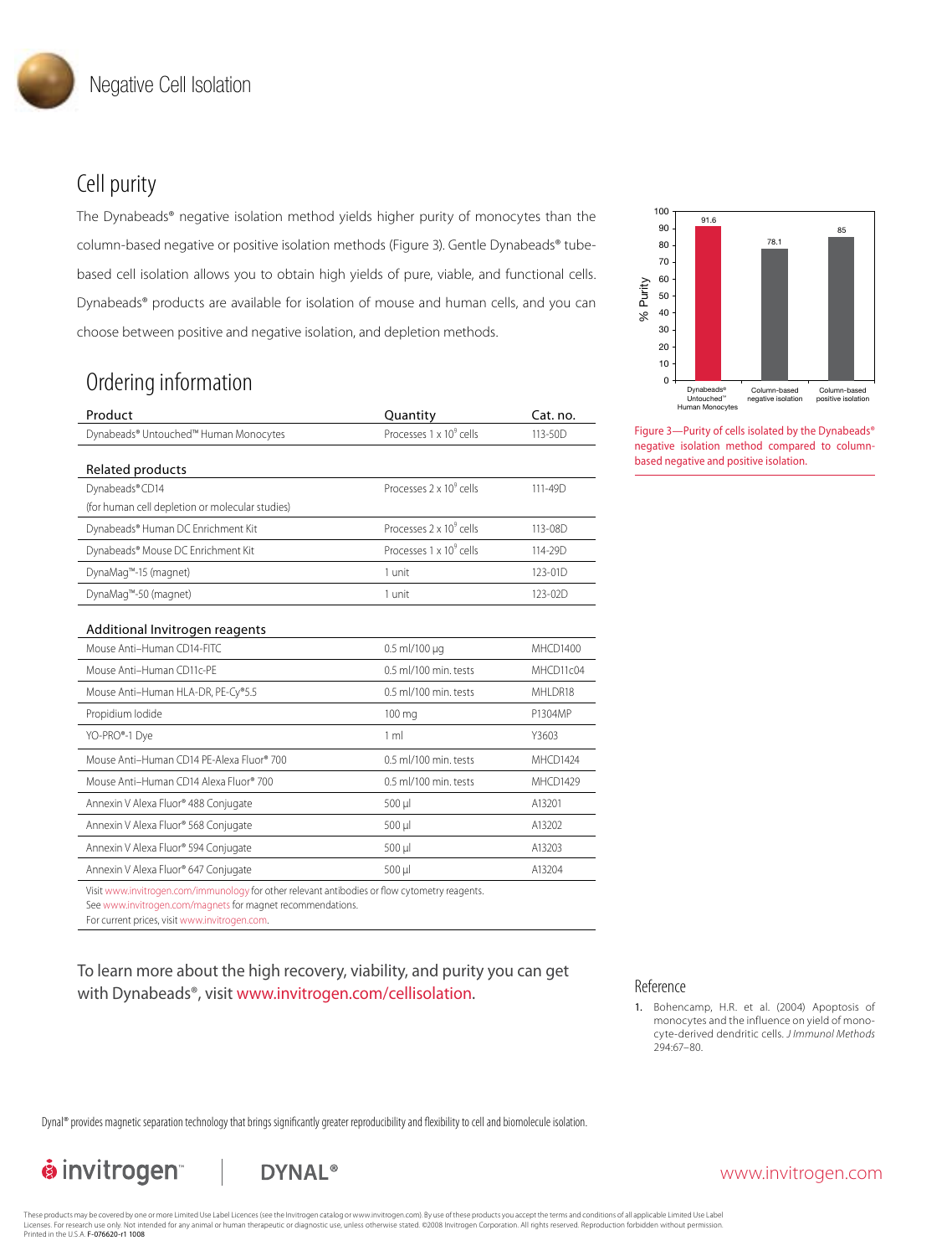# Negative Cell Isolation

## Cell purity

The Dynabeads® negative isolation method yields higher purity of monocytes than the column-based negative or positive isolation methods (Figure 3). Gentle Dynabeads® tube-based cell isolation allows you to obtain high yields of pure, viable, and functional cells. Dynabeads® products are available for isolation of mouse and human cells, and you can choose between positive and negative isolation, and depletion methods.

100
90
80
70
60
50
40
30
20
10
0

% Purity

91.6
78.1
85

Dynabeads® Untouched™ Human Monocytes
Column-based negative isolation
Column-based positive isolation

Figure 3—Purity of cells isolated by the Dynabeads® negative isolation method compared to column-based negative and positive isolation.

## Ordering information

| Product | Quantity | Cat. no. |
|---|---|---|
| Dynabeads® Untouched™ Human Monocytes | Processes 1 x $10^9$ cells | 113-50D |
| **Related products** | | |
| Dynabeads® CD14 (for human cell depletion or molecular studies) | Processes 2 x $10^9$ cells | 111-49D |
| Dynabeads® Human DC Enrichment Kit | Processes 2 x $10^9$ cells | 113-08D |
| Dynabeads® Mouse DC Enrichment Kit | Processes 1 x $10^9$ cells | 114-29D |
| DynaMag™-15 (magnet) | 1 unit | 123-01D |
| DynaMag™-50 (magnet) | 1 unit | 123-02D |
| **Additional Invitrogen reagents** | | |
| Mouse Anti–Human CD14-FITC | 0.5 ml/100 µg | MHCD1400 |
| Mouse Anti–Human CD11c-PE | 0.5 ml/100 min. tests | MHCD11c04 |
| Mouse Anti–Human HLA-DR, PE-Cy®5.5 | 0.5 ml/100 min. tests | MHLDR18 |
| Propidium Iodide | 100 mg | P1304MP |
| YO-PRO®-1 Dye | 1 ml | Y3603 |
| Mouse Anti–Human CD14 PE-Alexa Fluor® 700 | 0.5 ml/100 min. tests | MHCD1424 |
| Mouse Anti–Human CD14 Alexa Fluor® 700 | 0.5 ml/100 min. tests | MHCD1429 |
| Annexin V Alexa Fluor® 488 Conjugate | 500 µl | A13201 |
| Annexin V Alexa Fluor® 568 Conjugate | 500 µl | A13202 |
| Annexin V Alexa Fluor® 594 Conjugate | 500 µl | A13203 |
| Annexin V Alexa Fluor® 647 Conjugate | 500 µl | A13204 |

Visit www.invitrogen.com/immunology for other relevant antibodies or flow cytometry reagents.
See www.invitrogen.com/magnets for magnet recommendations.
For current prices, visit www.invitrogen.com.

To learn more about the high recovery, viability, and purity you can get with Dynabeads®, visit www.invitrogen.com/cellisolation.

### Reference

1. Bohencamp, H.R. et al. (2004) Apoptosis of monocytes and the influence on yield of monocyte-derived dendritic cells. *J Immunol Methods* 294:67–80.

Dynal® provides magnetic separation technology that brings significantly greater reproducibility and flexibility to cell and biomolecule isolation.

invitrogen™ | DYNAL® www.invitrogen.com

These products may be covered by one or more Limited Use Label Licences (see the Invitrogen catalog or www.invitrogen.com). By use of these products you accept the terms and conditions of all applicable Limited Use Label Licenses. For research use only. Not intended for any animal or human therapeutic or diagnostic use, unless otherwise stated. ©2008 Invitrogen Corporation. All rights reserved. Reproduction forbidden without permission.
Printed in the U.S.A. F-076620-r1 1008